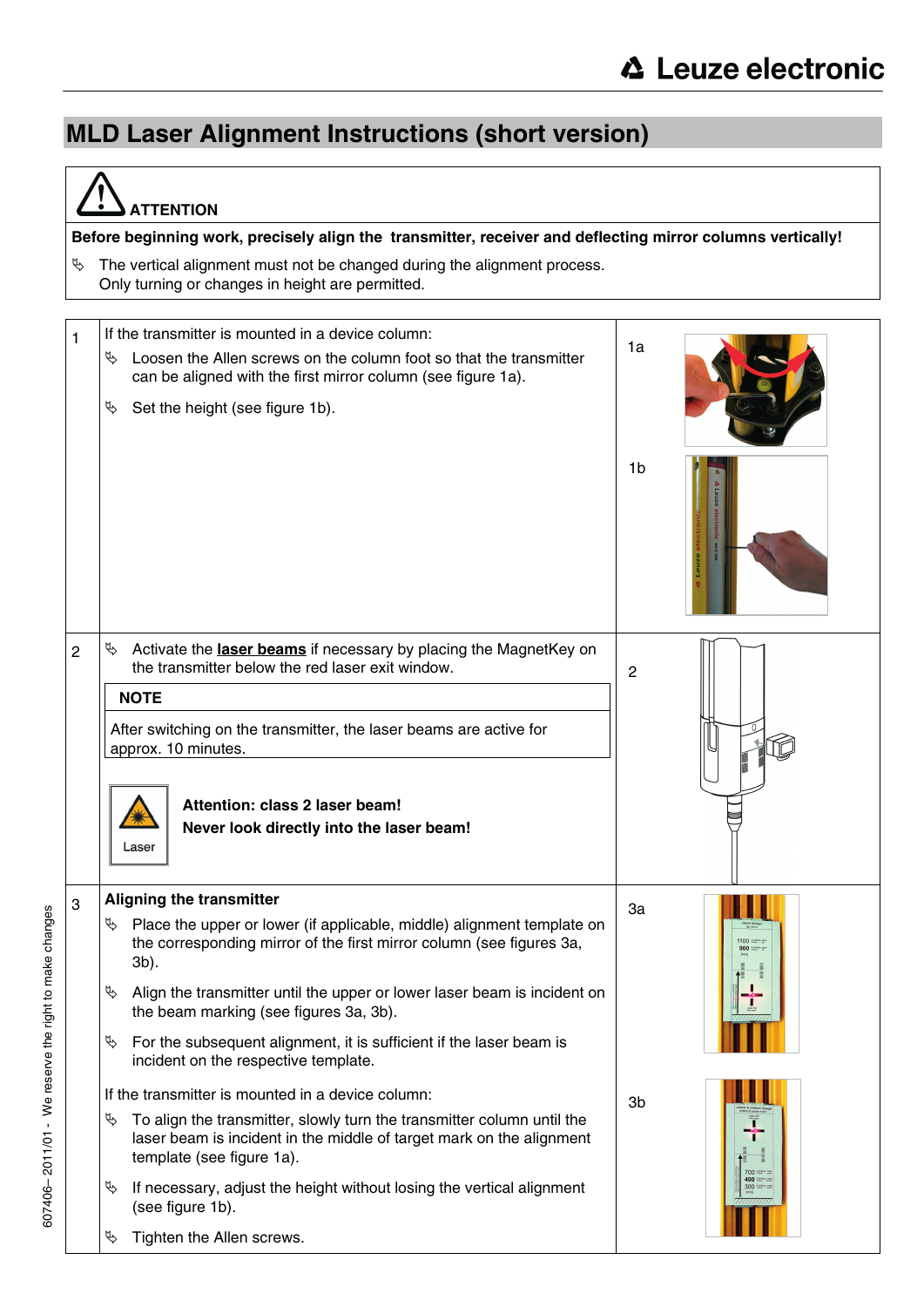# MLD Laser Alignment Instructions (short version)

**ATTENTION**

**Before beginning work, precisely align the transmitter, receiver and deflecting mirror columns vertically!**

↳ The vertical alignment must not be changed during the alignment process.
Only turning or changes in height are permitted.

| | | |
|---|---|---|
| 1 | If the transmitter is mounted in a device column:<br>↳ Loosen the Allen screws on the column foot so that the transmitter can be aligned with the first mirror column (see figure 1a).<br>↳ Set the height (see figure 1b). | 1a<br>1b |
| 2 | ↳ Activate the **laser beams** if necessary by placing the MagnetKey on the transmitter below the red laser exit window.<br>**NOTE**<br>After switching on the transmitter, the laser beams are active for approx. 10 minutes.<br>Laser<br>**Attention: class 2 laser beam!**<br>**Never look directly into the laser beam!** | 2 |
| 3 | **Aligning the transmitter**<br>↳ Place the upper or lower (if applicable, middle) alignment template on the corresponding mirror of the first mirror column (see figures 3a, 3b).<br>↳ Align the transmitter until the upper or lower laser beam is incident on the beam marking (see figures 3a, 3b).<br>↳ For the subsequent alignment, it is sufficient if the laser beam is incident on the respective template.<br>If the transmitter is mounted in a device column:<br>↳ To align the transmitter, slowly turn the transmitter column until the laser beam is incident in the middle of target mark on the alignment template (see figure 1a).<br>↳ If necessary, adjust the height without losing the vertical alignment (see figure 1b).<br>↳ Tighten the Allen screws. | 3a<br>3b |

607406– 2011/01 - We reserve the right to make changes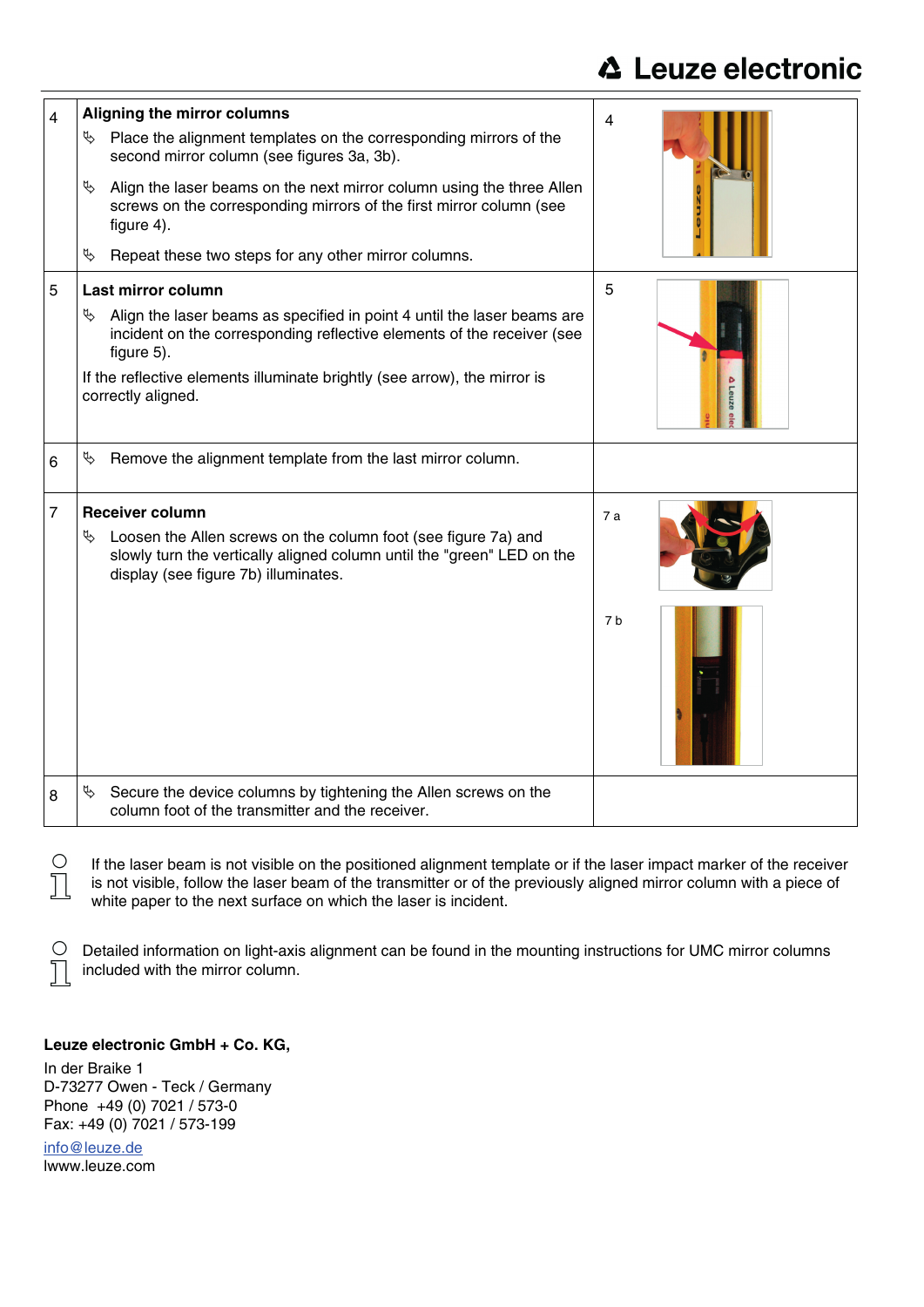| | | |
|---|---|---|
| 4 | **Aligning the mirror columns**<br>↳ Place the alignment templates on the corresponding mirrors of the second mirror column (see figures 3a, 3b).<br>↳ Align the laser beams on the next mirror column using the three Allen screws on the corresponding mirrors of the first mirror column (see figure 4).<br>↳ Repeat these two steps for any other mirror columns. | 4 |
| 5 | **Last mirror column**<br>↳ Align the laser beams as specified in point 4 until the laser beams are incident on the corresponding reflective elements of the receiver (see figure 5).<br>If the reflective elements illuminate brightly (see arrow), the mirror is correctly aligned. | 5 |
| 6 | ↳ Remove the alignment template from the last mirror column. | |
| 7 | **Receiver column**<br>↳ Loosen the Allen screws on the column foot (see figure 7a) and slowly turn the vertically aligned column until the "green" LED on the display (see figure 7b) illuminates. | 7 a<br>7 b |
| 8 | ↳ Secure the device columns by tightening the Allen screws on the column foot of the transmitter and the receiver. | |

If the laser beam is not visible on the positioned alignment template or if the laser impact marker of the receiver is not visible, follow the laser beam of the transmitter or of the previously aligned mirror column with a piece of white paper to the next surface on which the laser is incident.

Detailed information on light-axis alignment can be found in the mounting instructions for UMC mirror columns included with the mirror column.

**Leuze electronic GmbH + Co. KG,**

In der Braike 1
D-73277 Owen - Teck / Germany
Phone +49 (0) 7021 / 573-0
Fax: +49 (0) 7021 / 573-199
info@leuze.de
lwww.leuze.com